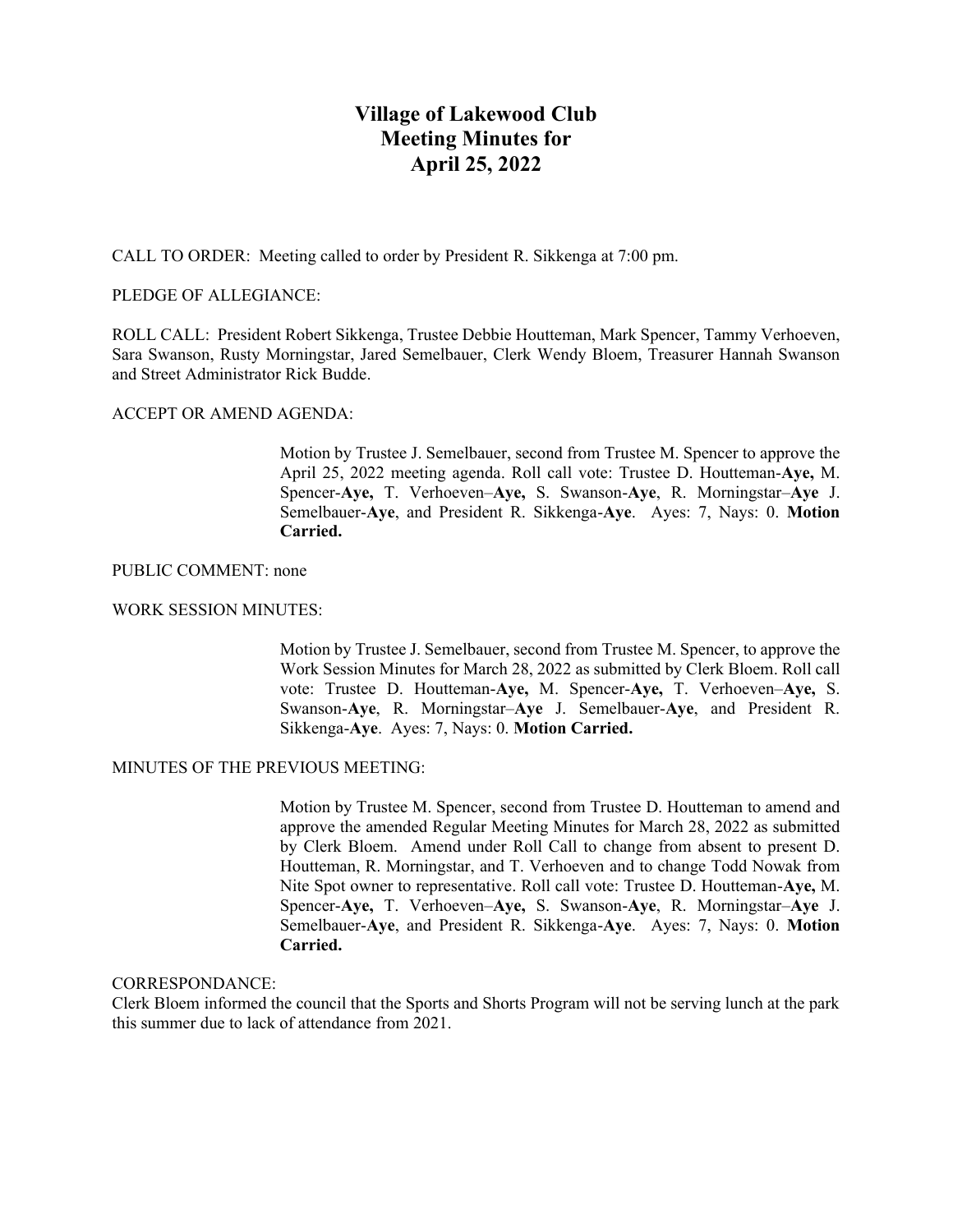# Village of Lakewood Club
# Meeting Minutes for
# April 25, 2022

CALL TO ORDER: Meeting called to order by President R. Sikkenga at 7:00 pm.

PLEDGE OF ALLEGIANCE:

ROLL CALL: President Robert Sikkenga, Trustee Debbie Houtteman, Mark Spencer, Tammy Verhoeven, Sara Swanson, Rusty Morningstar, Jared Semelbauer, Clerk Wendy Bloem, Treasurer Hannah Swanson and Street Administrator Rick Budde.

ACCEPT OR AMEND AGENDA:

> Motion by Trustee J. Semelbauer, second from Trustee M. Spencer to approve the April 25, 2022 meeting agenda. Roll call vote: Trustee D. Houtteman-**Aye,** M. Spencer-**Aye,** T. Verhoeven–**Aye,** S. Swanson-**Aye**, R. Morningstar–**Aye** J. Semelbauer-**Aye**, and President R. Sikkenga-**Aye**. Ayes: 7, Nays: 0. **Motion Carried.**

PUBLIC COMMENT: none

WORK SESSION MINUTES:

> Motion by Trustee J. Semelbauer, second from Trustee M. Spencer, to approve the Work Session Minutes for March 28, 2022 as submitted by Clerk Bloem. Roll call vote: Trustee D. Houtteman-**Aye,** M. Spencer-**Aye,** T. Verhoeven–**Aye,** S. Swanson-**Aye**, R. Morningstar–**Aye** J. Semelbauer-**Aye**, and President R. Sikkenga-**Aye**. Ayes: 7, Nays: 0. **Motion Carried.**

MINUTES OF THE PREVIOUS MEETING:

> Motion by Trustee M. Spencer, second from Trustee D. Houtteman to amend and approve the amended Regular Meeting Minutes for March 28, 2022 as submitted by Clerk Bloem. Amend under Roll Call to change from absent to present D. Houtteman, R. Morningstar, and T. Verhoeven and to change Todd Nowak from Nite Spot owner to representative. Roll call vote: Trustee D. Houtteman-**Aye,** M. Spencer-**Aye,** T. Verhoeven–**Aye,** S. Swanson-**Aye**, R. Morningstar–**Aye** J. Semelbauer-**Aye**, and President R. Sikkenga-**Aye**. Ayes: 7, Nays: 0. **Motion Carried.**

CORRESPONDANCE:

Clerk Bloem informed the council that the Sports and Shorts Program will not be serving lunch at the park this summer due to lack of attendance from 2021.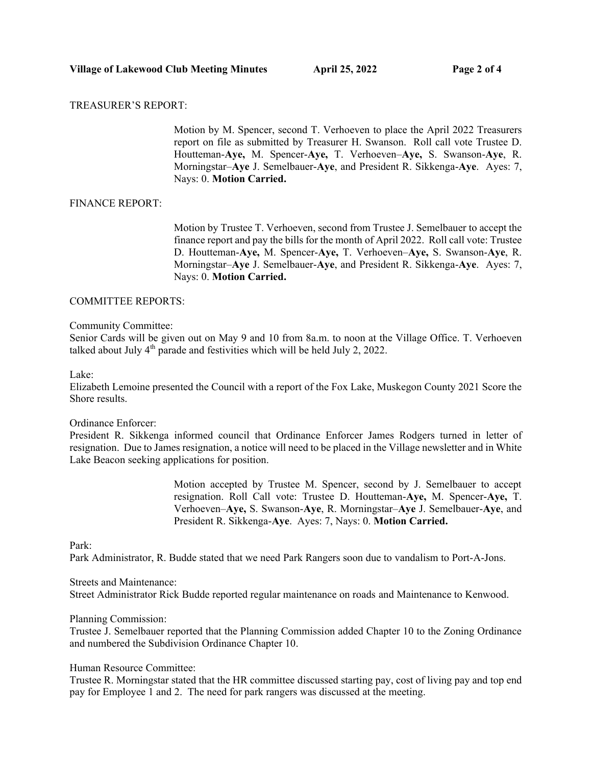TREASURER'S REPORT:

> Motion by M. Spencer, second T. Verhoeven to place the April 2022 Treasurers report on file as submitted by Treasurer H. Swanson. Roll call vote Trustee D. Houtteman-**Aye,** M. Spencer-**Aye,** T. Verhoeven–**Aye,** S. Swanson-**Aye**, R. Morningstar–**Aye** J. Semelbauer-**Aye**, and President R. Sikkenga-**Aye**. Ayes: 7, Nays: 0. **Motion Carried.**

FINANCE REPORT:

> Motion by Trustee T. Verhoeven, second from Trustee J. Semelbauer to accept the finance report and pay the bills for the month of April 2022. Roll call vote: Trustee D. Houtteman-**Aye,** M. Spencer-**Aye,** T. Verhoeven–**Aye,** S. Swanson-**Aye**, R. Morningstar–**Aye** J. Semelbauer-**Aye**, and President R. Sikkenga-**Aye**. Ayes: 7, Nays: 0. **Motion Carried.**

COMMITTEE REPORTS:

Community Committee:
Senior Cards will be given out on May 9 and 10 from 8a.m. to noon at the Village Office. T. Verhoeven talked about July 4th parade and festivities which will be held July 2, 2022.

Lake:
Elizabeth Lemoine presented the Council with a report of the Fox Lake, Muskegon County 2021 Score the Shore results.

Ordinance Enforcer:
President R. Sikkenga informed council that Ordinance Enforcer James Rodgers turned in letter of resignation. Due to James resignation, a notice will need to be placed in the Village newsletter and in White Lake Beacon seeking applications for position.

> Motion accepted by Trustee M. Spencer, second by J. Semelbauer to accept resignation. Roll Call vote: Trustee D. Houtteman-**Aye,** M. Spencer-**Aye,** T. Verhoeven–**Aye,** S. Swanson-**Aye**, R. Morningstar–**Aye** J. Semelbauer-**Aye**, and President R. Sikkenga-**Aye**. Ayes: 7, Nays: 0. **Motion Carried.**

Park:
Park Administrator, R. Budde stated that we need Park Rangers soon due to vandalism to Port-A-Jons.

Streets and Maintenance:
Street Administrator Rick Budde reported regular maintenance on roads and Maintenance to Kenwood.

Planning Commission:
Trustee J. Semelbauer reported that the Planning Commission added Chapter 10 to the Zoning Ordinance and numbered the Subdivision Ordinance Chapter 10.

Human Resource Committee:
Trustee R. Morningstar stated that the HR committee discussed starting pay, cost of living pay and top end pay for Employee 1 and 2. The need for park rangers was discussed at the meeting.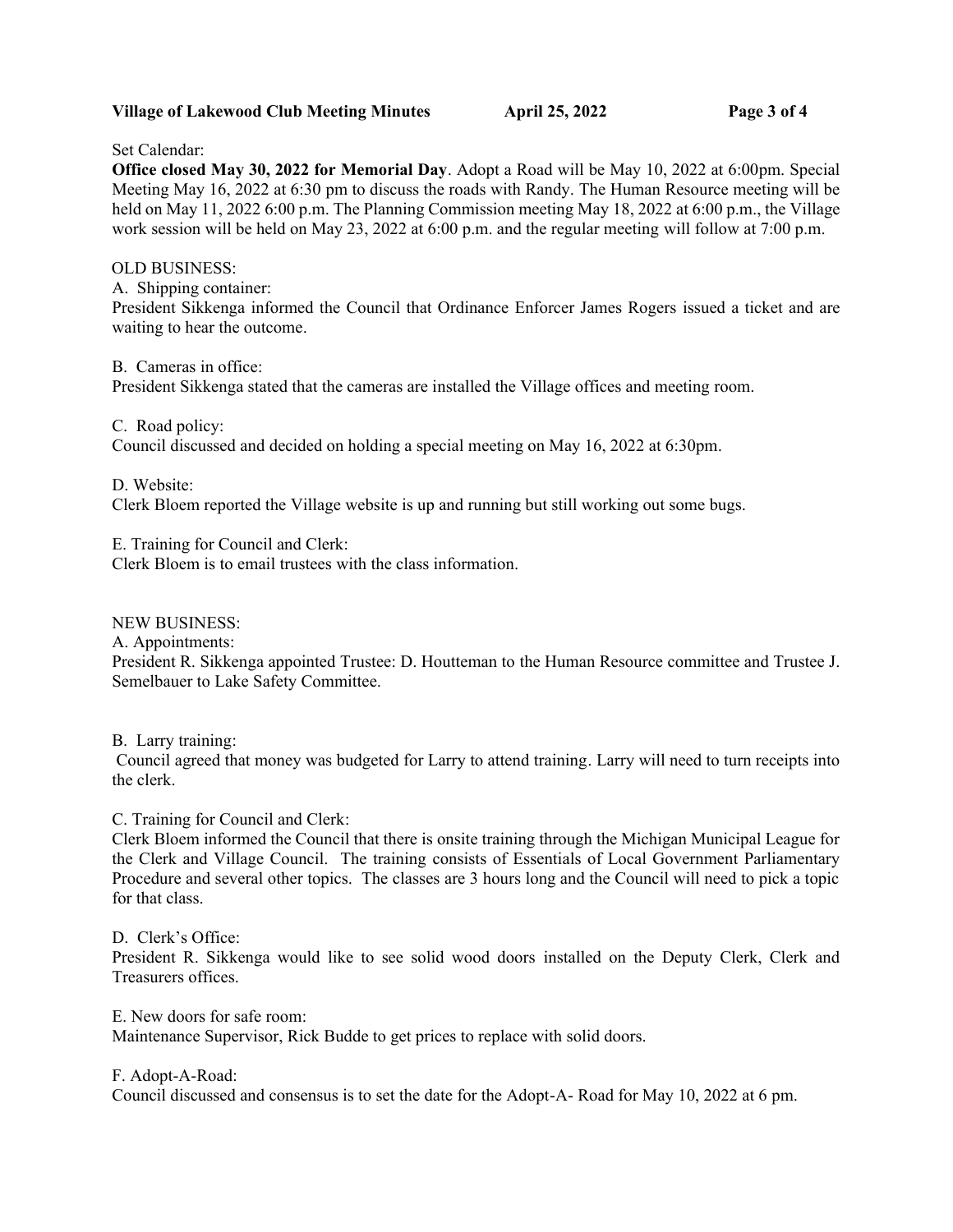Set Calendar:

**Office closed May 30, 2022 for Memorial Day**. Adopt a Road will be May 10, 2022 at 6:00pm. Special Meeting May 16, 2022 at 6:30 pm to discuss the roads with Randy. The Human Resource meeting will be held on May 11, 2022 6:00 p.m. The Planning Commission meeting May 18, 2022 at 6:00 p.m., the Village work session will be held on May 23, 2022 at 6:00 p.m. and the regular meeting will follow at 7:00 p.m.

OLD BUSINESS:

A. Shipping container:
President Sikkenga informed the Council that Ordinance Enforcer James Rogers issued a ticket and are waiting to hear the outcome.

B. Cameras in office:
President Sikkenga stated that the cameras are installed the Village offices and meeting room.

C. Road policy:
Council discussed and decided on holding a special meeting on May 16, 2022 at 6:30pm.

D. Website:
Clerk Bloem reported the Village website is up and running but still working out some bugs.

E. Training for Council and Clerk:
Clerk Bloem is to email trustees with the class information.

NEW BUSINESS:

A. Appointments:
President R. Sikkenga appointed Trustee: D. Houtteman to the Human Resource committee and Trustee J. Semelbauer to Lake Safety Committee.

B. Larry training:
Council agreed that money was budgeted for Larry to attend training. Larry will need to turn receipts into the clerk.

C. Training for Council and Clerk:
Clerk Bloem informed the Council that there is onsite training through the Michigan Municipal League for the Clerk and Village Council. The training consists of Essentials of Local Government Parliamentary Procedure and several other topics. The classes are 3 hours long and the Council will need to pick a topic for that class.

D. Clerk's Office:
President R. Sikkenga would like to see solid wood doors installed on the Deputy Clerk, Clerk and Treasurers offices.

E. New doors for safe room:
Maintenance Supervisor, Rick Budde to get prices to replace with solid doors.

F. Adopt-A-Road:
Council discussed and consensus is to set the date for the Adopt-A- Road for May 10, 2022 at 6 pm.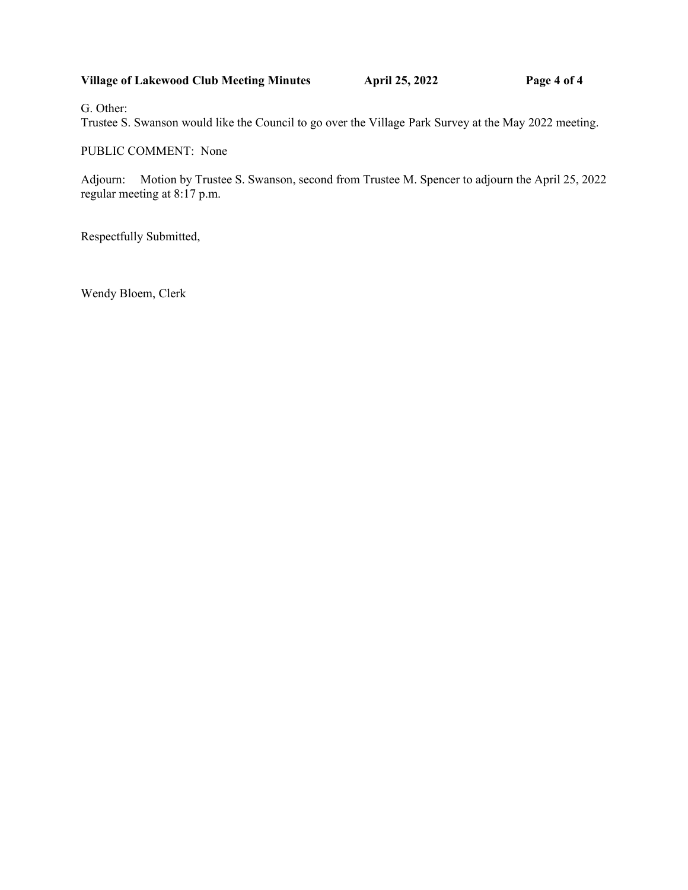G. Other:
Trustee S. Swanson would like the Council to go over the Village Park Survey at the May 2022 meeting.

PUBLIC COMMENT: None

Adjourn: Motion by Trustee S. Swanson, second from Trustee M. Spencer to adjourn the April 25, 2022 regular meeting at 8:17 p.m.

Respectfully Submitted,

Wendy Bloem, Clerk